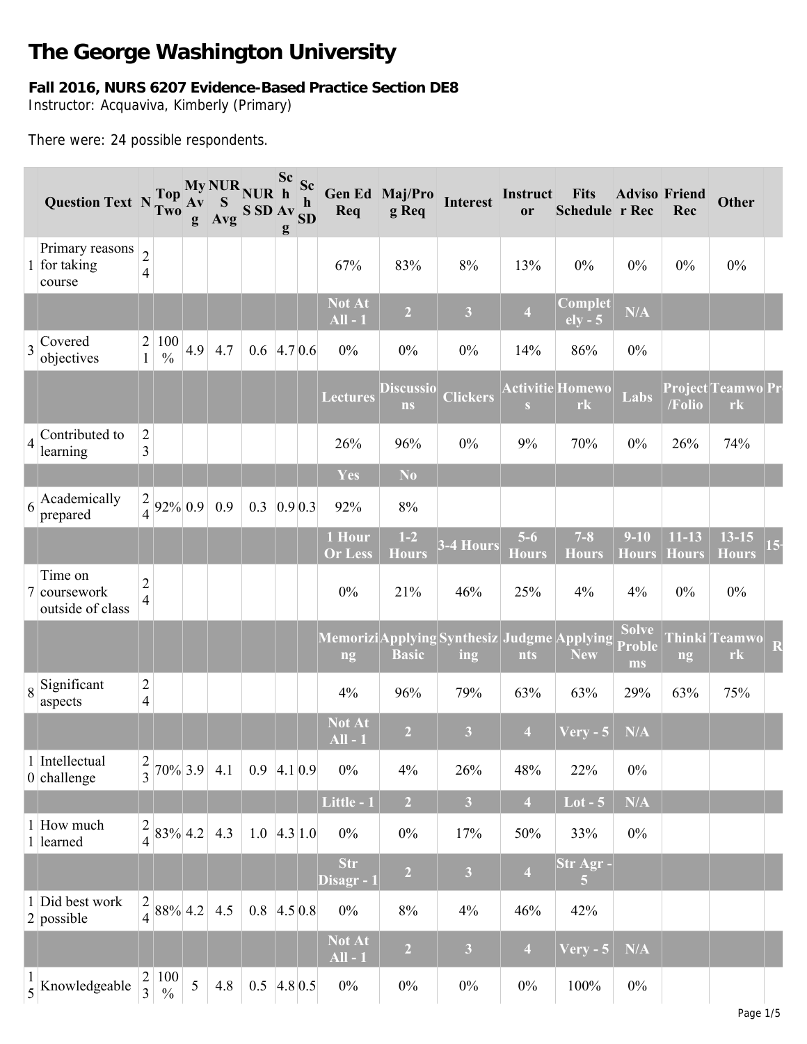# The George Washington University

**Fall 2016, NURS 6207 Evidence-Based Practice Section DE8**

Instructor: Acquaviva, Kimberly (Primary)

There were: 24 possible respondents.

| | Question Text | N | Top Two | My Avg | NURS Avg | NURS SD | Sch Avg | Sch SD | Gen Ed Req | Maj/Prog Req | Interest | Instructor | Fits Schedule | Advisor Rec | Friend Rec | Other | |
|---|---|---|---|---|---|---|---|---|---|---|---|---|---|---|---|---|---|
| 1 | Primary reasons for taking course | 24 | | | | | | | 67% | 83% | 8% | 13% | 0% | 0% | 0% | 0% | |
| | | | | | | | | | Not At All - 1 | 2 | 3 | 4 | Completely - 5 | N/A | | | |
| 3 | Covered objectives | 21 | 100% | 4.9 | 4.7 | 0.6 | 4.7 | 0.6 | 0% | 0% | 0% | 14% | 86% | 0% | | | |
| | | | | | | | | | Lectures | Discussions | Clickers | Activities | Homework | Labs | Project/Folio | Teamwork | Pr |
| 4 | Contributed to learning | 23 | | | | | | | 26% | 96% | 0% | 9% | 70% | 0% | 26% | 74% | |
| | | | | | | | | | Yes | No | | | | | | | |
| 6 | Academically prepared | 24 | 92% | 0.9 | 0.9 | 0.3 | 0.9 | 0.3 | 92% | 8% | | | | | | | |
| | | | | | | | | | 1 Hour Or Less | 1-2 Hours | 3-4 Hours | 5-6 Hours | 7-8 Hours | 9-10 Hours | 11-13 Hours | 13-15 Hours | 15- |
| 7 | Time on coursework outside of class | 24 | | | | | | | 0% | 21% | 46% | 25% | 4% | 4% | 0% | 0% | |
| | | | | | | | | | Memorizing | Applying Basic | Synthesizing | Judgments | Applying New | Solve Problems | Thinking | Teamwork | R |
| 8 | Significant aspects | 24 | | | | | | | 4% | 96% | 79% | 63% | 63% | 29% | 63% | 75% | |
| | | | | | | | | | Not At All - 1 | 2 | 3 | 4 | Very - 5 | N/A | | | |
| 10 | Intellectual challenge | 23 | 70% | 3.9 | 4.1 | 0.9 | 4.1 | 0.9 | 0% | 4% | 26% | 48% | 22% | 0% | | | |
| | | | | | | | | | Little - 1 | 2 | 3 | 4 | Lot - 5 | N/A | | | |
| 11 | How much learned | 24 | 83% | 4.2 | 4.3 | 1.0 | 4.3 | 1.0 | 0% | 0% | 17% | 50% | 33% | 0% | | | |
| | | | | | | | | | Str Disagr - 1 | 2 | 3 | 4 | Str Agr - 5 | | | | |
| 12 | Did best work possible | 24 | 88% | 4.2 | 4.5 | 0.8 | 4.5 | 0.8 | 0% | 8% | 4% | 46% | 42% | | | | |
| | | | | | | | | | Not At All - 1 | 2 | 3 | 4 | Very - 5 | N/A | | | |
| 15 | Knowledgeable | 23 | 100% | 5 | 4.8 | 0.5 | 4.8 | 0.5 | 0% | 0% | 0% | 0% | 100% | 0% | | | |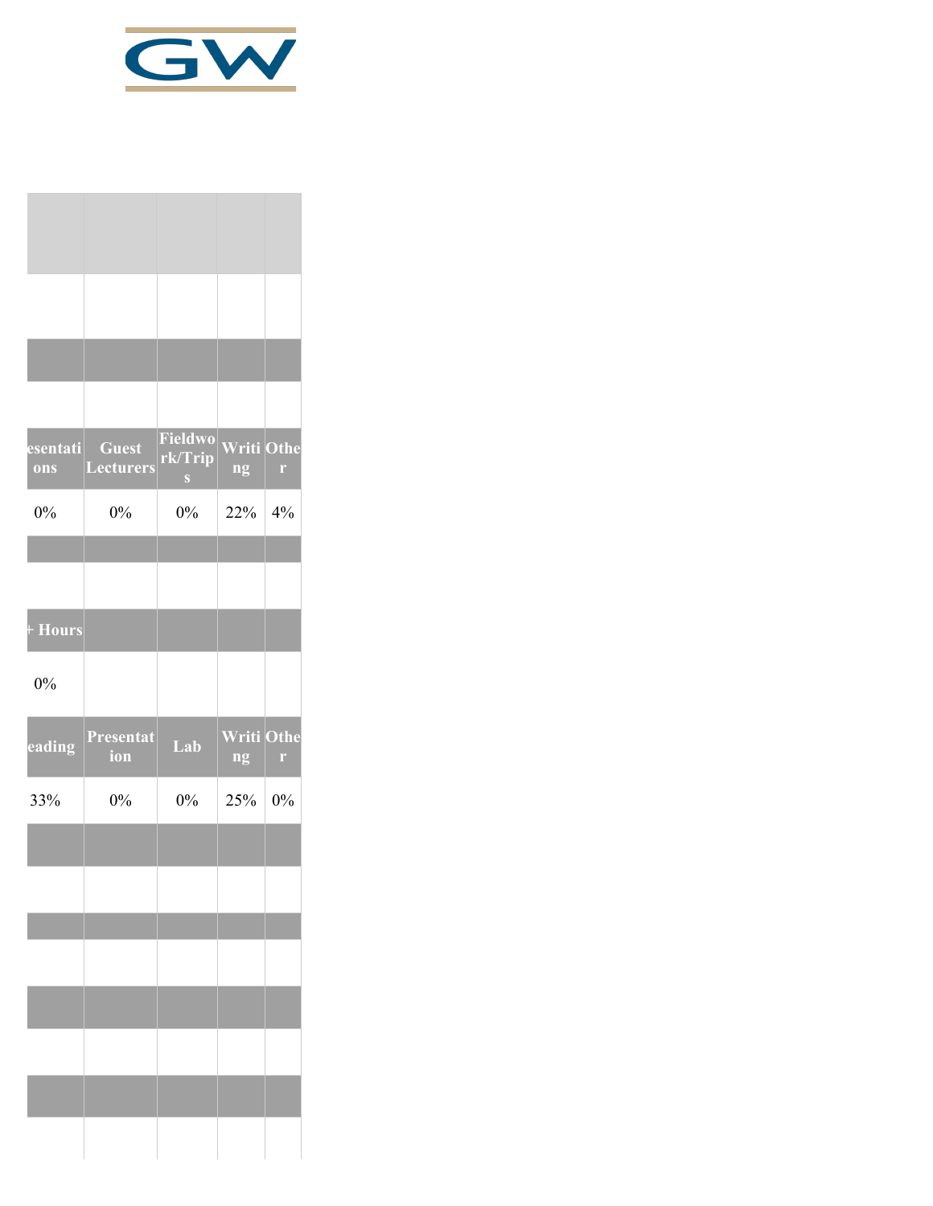| esentations | Guest Lecturers | Fieldwork/Trips | Writing | Other |
|---|---|---|---|---|
| 0% | 0% | 0% | 22% | 4% |

| + Hours | | | | |
|---|---|---|---|---|
| 0% | | | | |

| eading | Presentation | Lab | Writing | Other |
|---|---|---|---|---|
| 33% | 0% | 0% | 25% | 0% |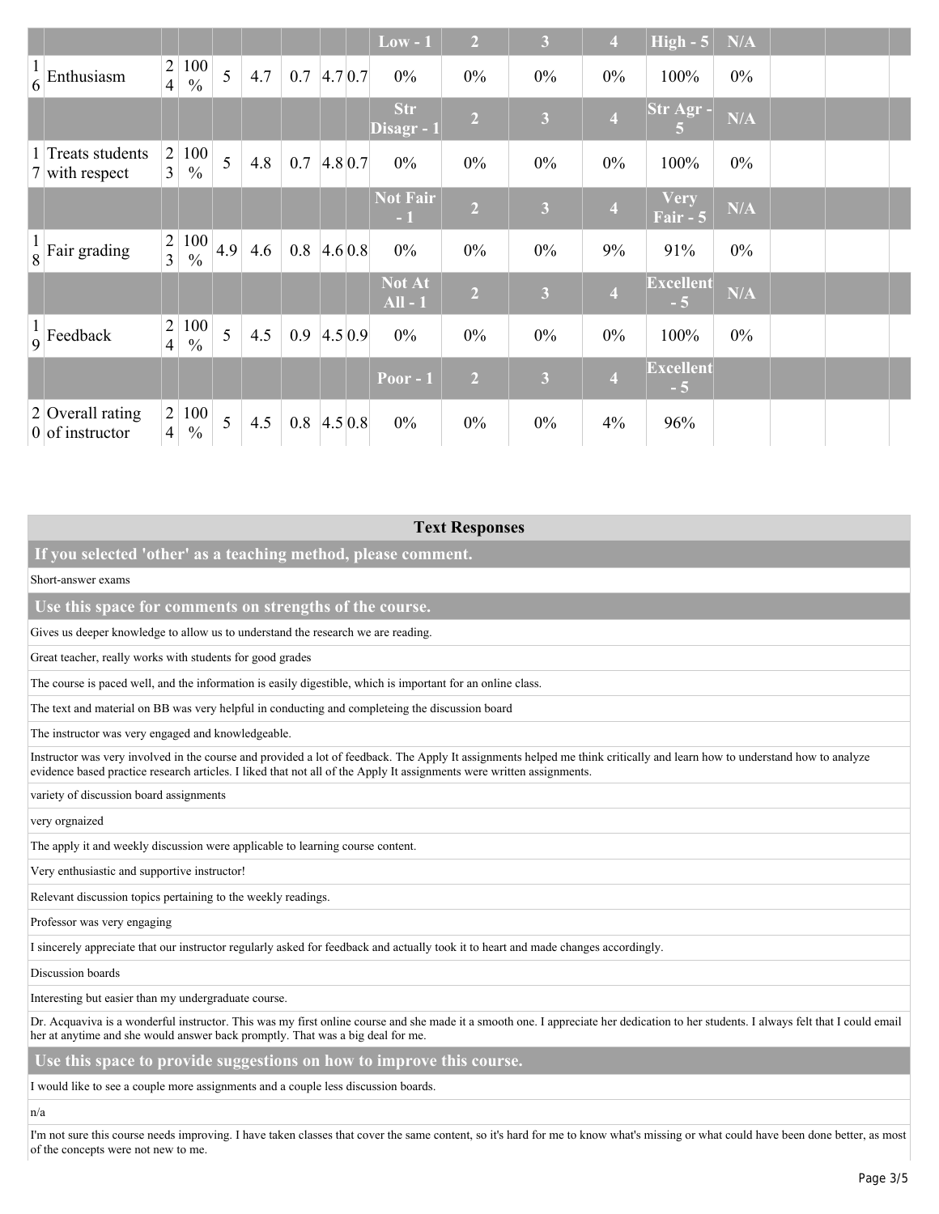| | | | | | | | | | Low - 1 | 2 | 3 | 4 | High - 5 | N/A | | | |
|---|---|---|---|---|---|---|---|---|---|---|---|---|---|---|---|---|---|
| 16 | Enthusiasm | 24 | 100 % | 5 | 4.7 | 0.7 | 4.7 | 0.7 | 0% | 0% | 0% | 0% | 100% | 0% | | | |
| | | | | | | | | | Str Disagr - 1 | 2 | 3 | 4 | Str Agr - 5 | N/A | | | |
| 17 | Treats students with respect | 23 | 100 % | 5 | 4.8 | 0.7 | 4.8 | 0.7 | 0% | 0% | 0% | 0% | 100% | 0% | | | |
| | | | | | | | | | Not Fair - 1 | 2 | 3 | 4 | Very Fair - 5 | N/A | | | |
| 18 | Fair grading | 23 | 100 % | 4.9 | 4.6 | 0.8 | 4.6 | 0.8 | 0% | 0% | 0% | 9% | 91% | 0% | | | |
| | | | | | | | | | Not At All - 1 | 2 | 3 | 4 | Excellent - 5 | N/A | | | |
| 19 | Feedback | 24 | 100 % | 5 | 4.5 | 0.9 | 4.5 | 0.9 | 0% | 0% | 0% | 0% | 100% | 0% | | | |
| | | | | | | | | | Poor - 1 | 2 | 3 | 4 | Excellent - 5 | | | | |
| 20 | Overall rating of instructor | 24 | 100 % | 5 | 4.5 | 0.8 | 4.5 | 0.8 | 0% | 0% | 0% | 4% | 96% | | | | |

## Text Responses

### If you selected 'other' as a teaching method, please comment.

Short-answer exams

### Use this space for comments on strengths of the course.

Gives us deeper knowledge to allow us to understand the research we are reading.

Great teacher, really works with students for good grades

The course is paced well, and the information is easily digestible, which is important for an online class.

The text and material on BB was very helpful in conducting and completeing the discussion board

The instructor was very engaged and knowledgeable.

Instructor was very involved in the course and provided a lot of feedback. The Apply It assignments helped me think critically and learn how to understand how to analyze evidence based practice research articles. I liked that not all of the Apply It assignments were written assignments.

variety of discussion board assignments

very orgnaized

The apply it and weekly discussion were applicable to learning course content.

Very enthusiastic and supportive instructor!

Relevant discussion topics pertaining to the weekly readings.

Professor was very engaging

I sincerely appreciate that our instructor regularly asked for feedback and actually took it to heart and made changes accordingly.

Discussion boards

Interesting but easier than my undergraduate course.

Dr. Acquaviva is a wonderful instructor. This was my first online course and she made it a smooth one. I appreciate her dedication to her students. I always felt that I could email her at anytime and she would answer back promptly. That was a big deal for me.

### Use this space to provide suggestions on how to improve this course.

I would like to see a couple more assignments and a couple less discussion boards.

n/a

I'm not sure this course needs improving. I have taken classes that cover the same content, so it's hard for me to know what's missing or what could have been done better, as most of the concepts were not new to me.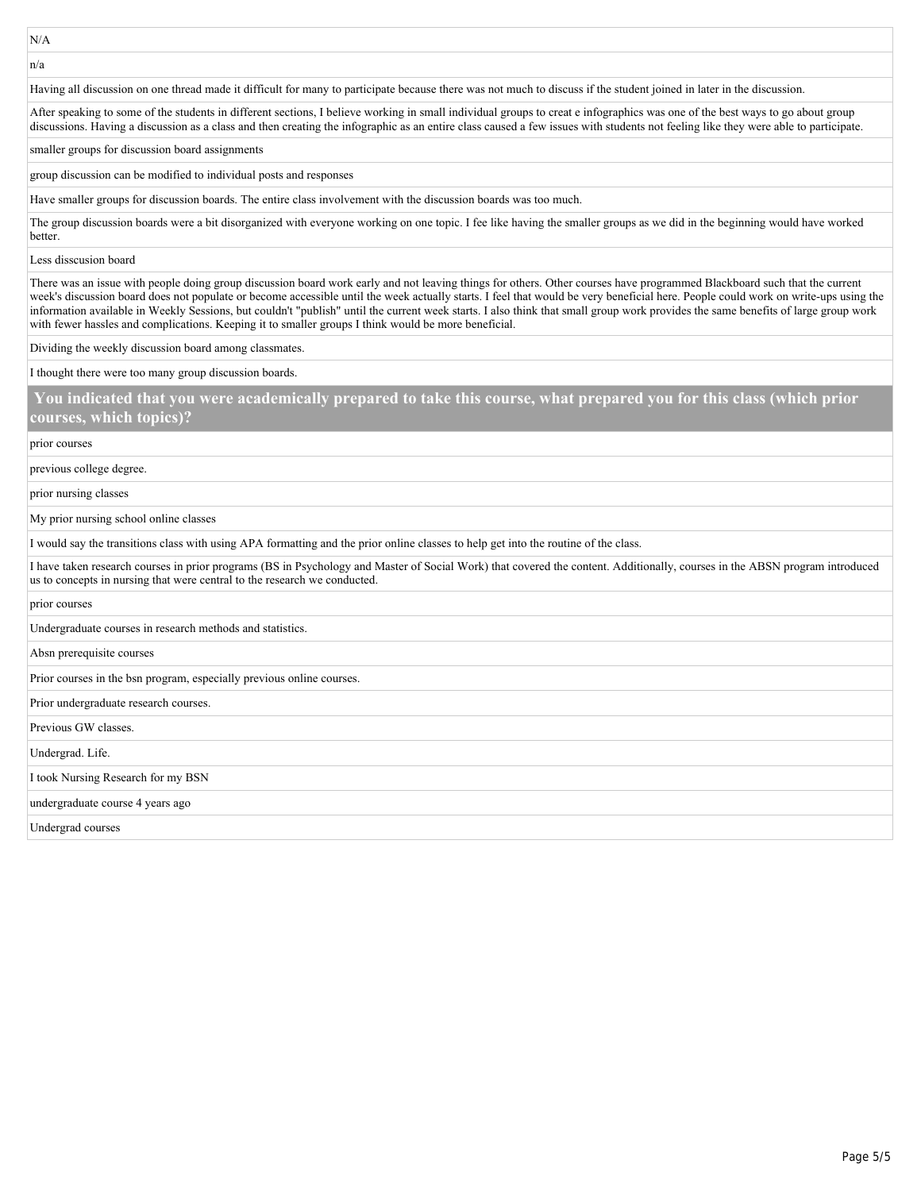N/A

n/a

Having all discussion on one thread made it difficult for many to participate because there was not much to discuss if the student joined in later in the discussion.

After speaking to some of the students in different sections, I believe working in small individual groups to creat e infographics was one of the best ways to go about group discussions. Having a discussion as a class and then creating the infographic as an entire class caused a few issues with students not feeling like they were able to participate.

smaller groups for discussion board assignments

group discussion can be modified to individual posts and responses

Have smaller groups for discussion boards. The entire class involvement with the discussion boards was too much.

The group discussion boards were a bit disorganized with everyone working on one topic. I fee like having the smaller groups as we did in the beginning would have worked better.

Less disscusion board

There was an issue with people doing group discussion board work early and not leaving things for others. Other courses have programmed Blackboard such that the current week's discussion board does not populate or become accessible until the week actually starts. I feel that would be very beneficial here. People could work on write-ups using the information available in Weekly Sessions, but couldn't "publish" until the current week starts. I also think that small group work provides the same benefits of large group work with fewer hassles and complications. Keeping it to smaller groups I think would be more beneficial.

Dividing the weekly discussion board among classmates.

I thought there were too many group discussion boards.

## You indicated that you were academically prepared to take this course, what prepared you for this class (which prior courses, which topics)?

prior courses

previous college degree.

prior nursing classes

My prior nursing school online classes

I would say the transitions class with using APA formatting and the prior online classes to help get into the routine of the class.

I have taken research courses in prior programs (BS in Psychology and Master of Social Work) that covered the content. Additionally, courses in the ABSN program introduced us to concepts in nursing that were central to the research we conducted.

prior courses

Undergraduate courses in research methods and statistics.

Absn prerequisite courses

Prior courses in the bsn program, especially previous online courses.

Prior undergraduate research courses.

Previous GW classes.

Undergrad. Life.

I took Nursing Research for my BSN

undergraduate course 4 years ago

Undergrad courses